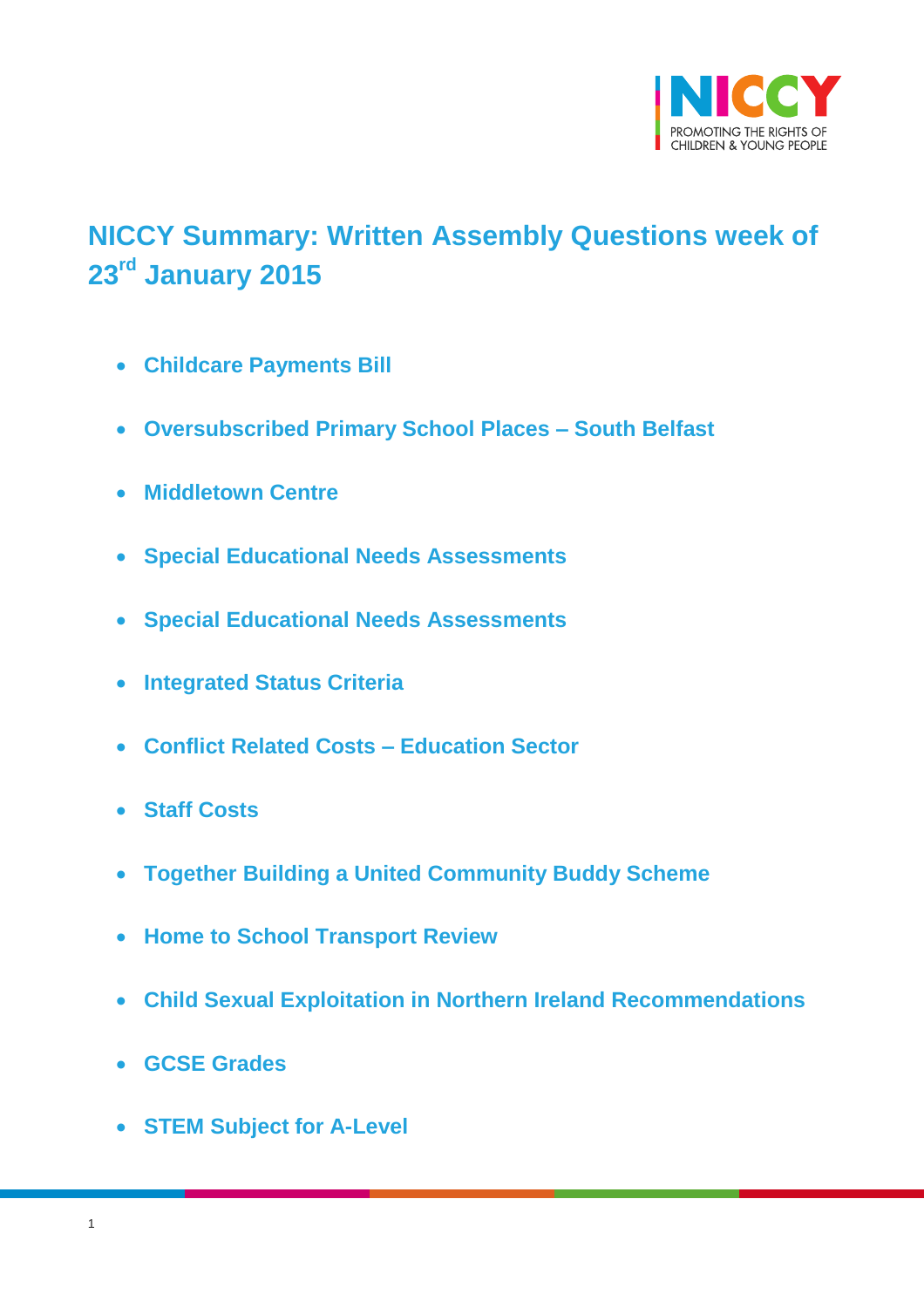# NICCY Summary: Written Assembly Questions week of 23rd January 2015

- Childcare Payments Bill
- Oversubscribed Primary School Places – South Belfast
- Middletown Centre
- Special Educational Needs Assessments
- Special Educational Needs Assessments
- Integrated Status Criteria
- Conflict Related Costs – Education Sector
- Staff Costs
- Together Building a United Community Buddy Scheme
- Home to School Transport Review
- Child Sexual Exploitation in Northern Ireland Recommendations
- GCSE Grades
- STEM Subject for A-Level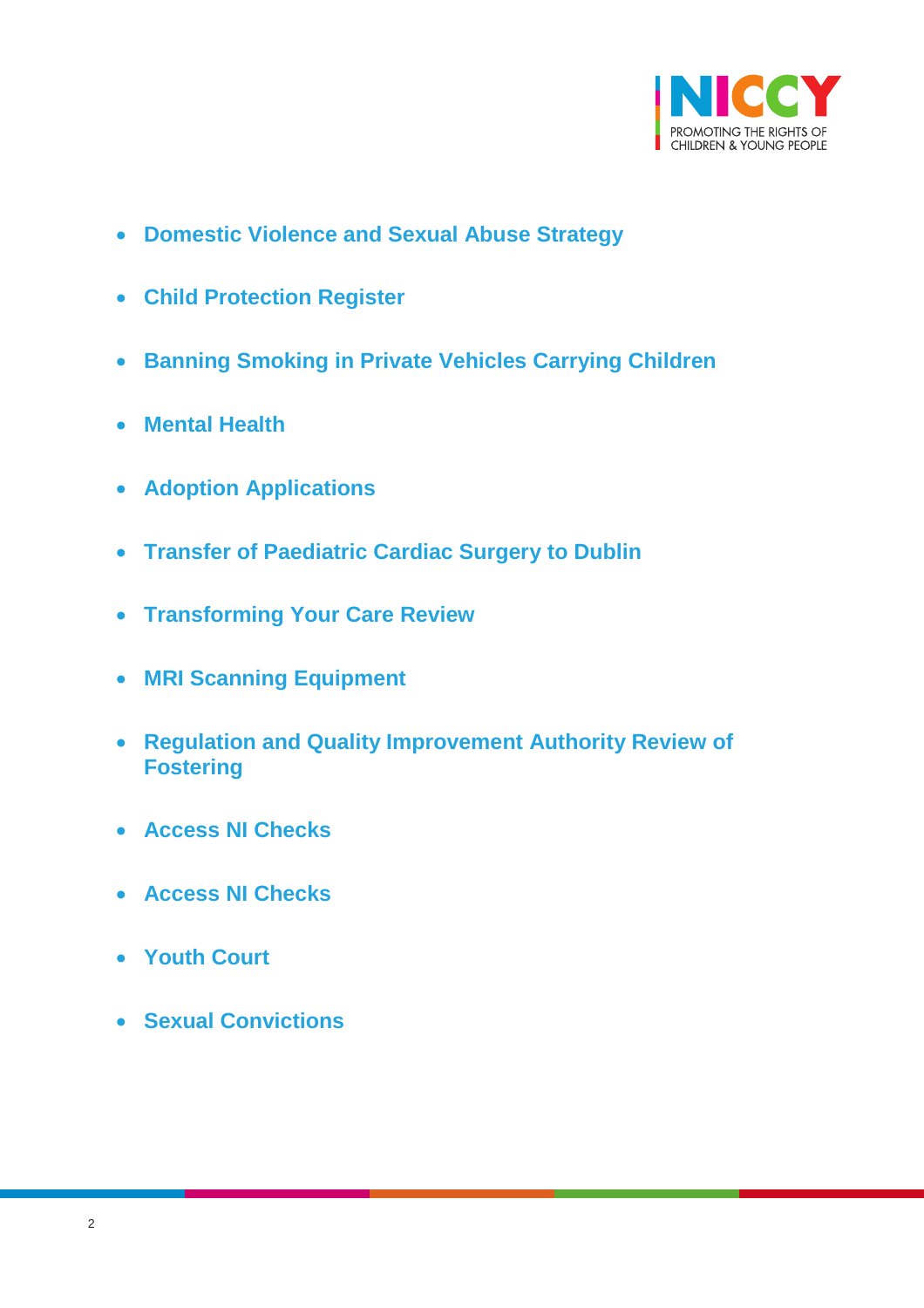- **Domestic Violence and Sexual Abuse Strategy**
- **Child Protection Register**
- **Banning Smoking in Private Vehicles Carrying Children**
- **Mental Health**
- **Adoption Applications**
- **Transfer of Paediatric Cardiac Surgery to Dublin**
- **Transforming Your Care Review**
- **MRI Scanning Equipment**
- **Regulation and Quality Improvement Authority Review of Fostering**
- **Access NI Checks**
- **Access NI Checks**
- **Youth Court**
- **Sexual Convictions**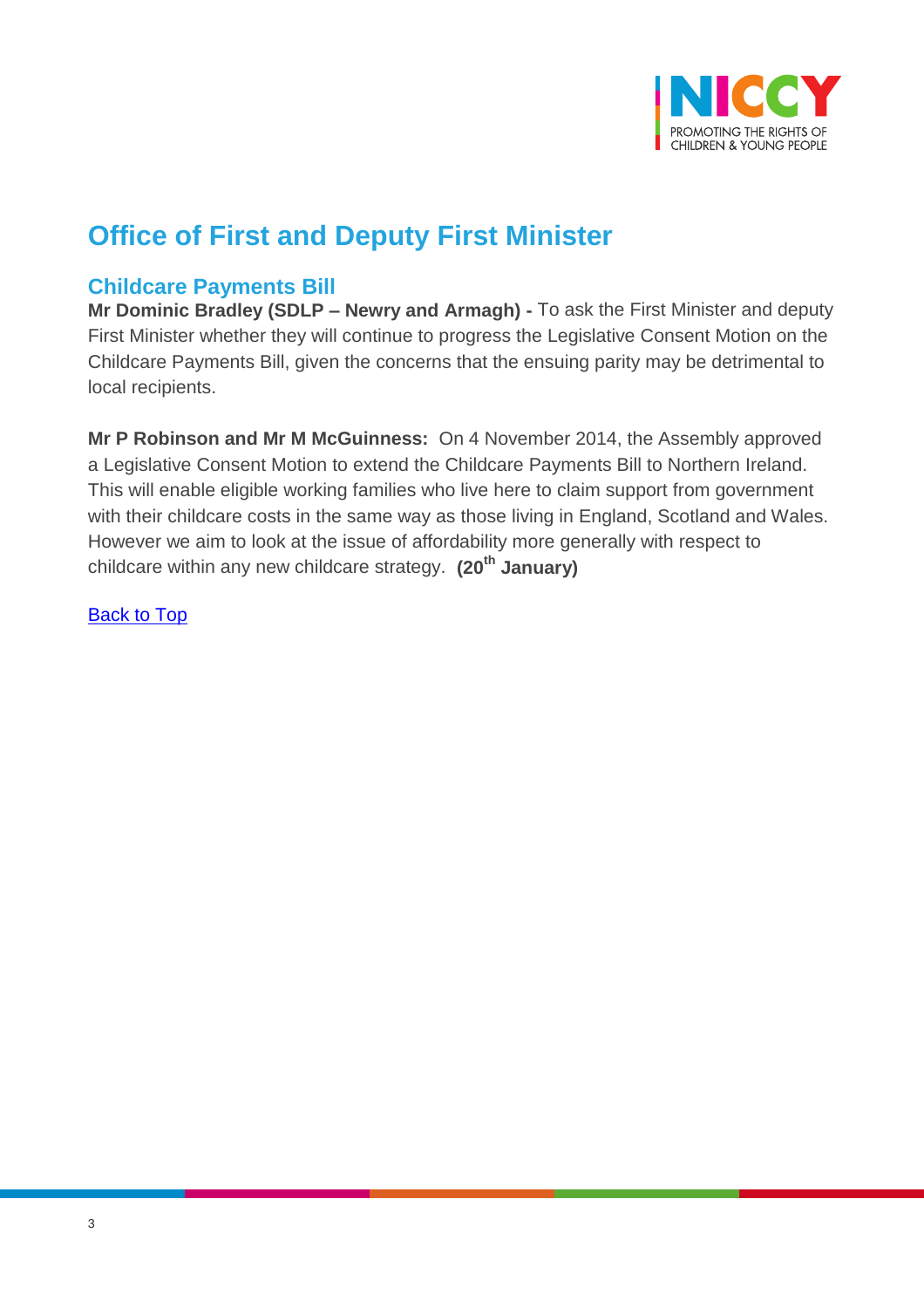# Office of First and Deputy First Minister

## Childcare Payments Bill

**Mr Dominic Bradley (SDLP – Newry and Armagh) -** To ask the First Minister and deputy First Minister whether they will continue to progress the Legislative Consent Motion on the Childcare Payments Bill, given the concerns that the ensuing parity may be detrimental to local recipients.

**Mr P Robinson and Mr M McGuinness:** On 4 November 2014, the Assembly approved a Legislative Consent Motion to extend the Childcare Payments Bill to Northern Ireland. This will enable eligible working families who live here to claim support from government with their childcare costs in the same way as those living in England, Scotland and Wales. However we aim to look at the issue of affordability more generally with respect to childcare within any new childcare strategy. **(20th January)**

Back to Top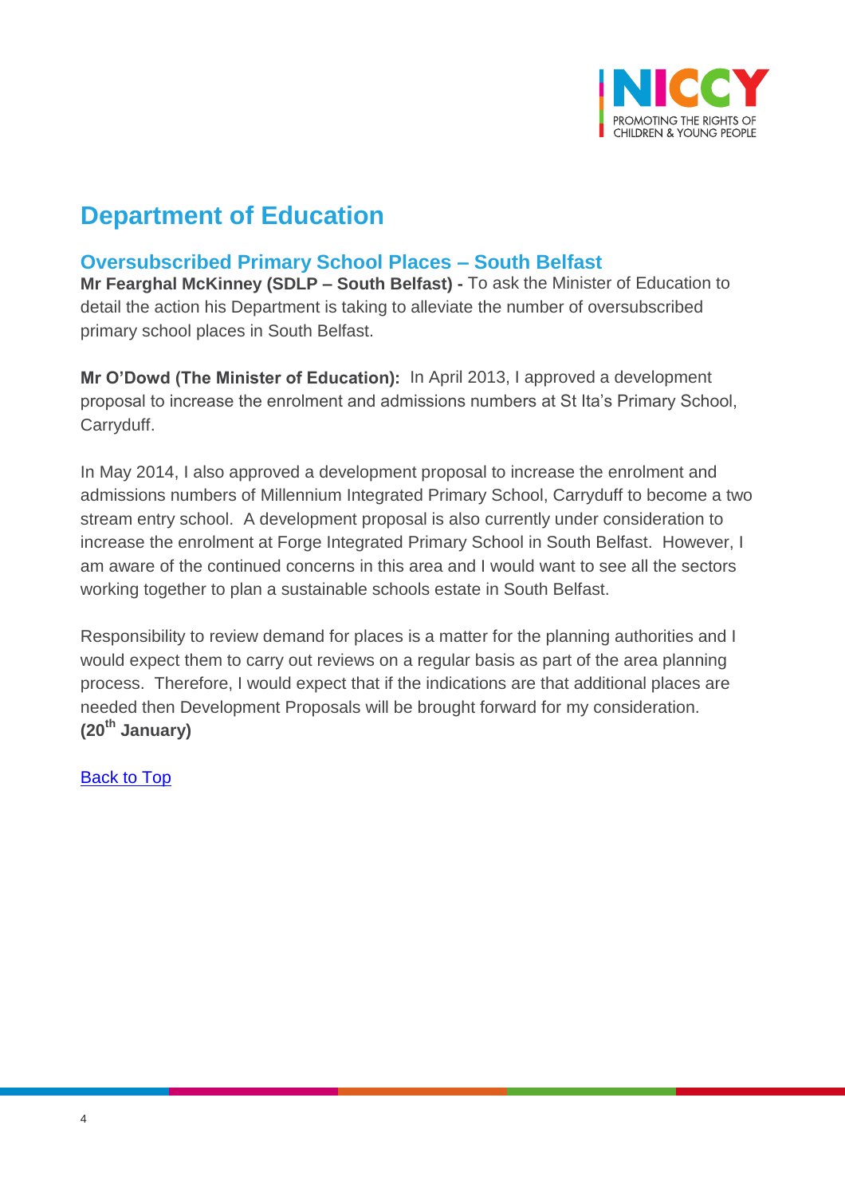## Department of Education

### Oversubscribed Primary School Places – South Belfast

**Mr Fearghal McKinney (SDLP – South Belfast) -** To ask the Minister of Education to detail the action his Department is taking to alleviate the number of oversubscribed primary school places in South Belfast.

**Mr O'Dowd (The Minister of Education):** In April 2013, I approved a development proposal to increase the enrolment and admissions numbers at St Ita's Primary School, Carryduff.

In May 2014, I also approved a development proposal to increase the enrolment and admissions numbers of Millennium Integrated Primary School, Carryduff to become a two stream entry school. A development proposal is also currently under consideration to increase the enrolment at Forge Integrated Primary School in South Belfast. However, I am aware of the continued concerns in this area and I would want to see all the sectors working together to plan a sustainable schools estate in South Belfast.

Responsibility to review demand for places is a matter for the planning authorities and I would expect them to carry out reviews on a regular basis as part of the area planning process. Therefore, I would expect that if the indications are that additional places are needed then Development Proposals will be brought forward for my consideration.
**(20th January)**

Back to Top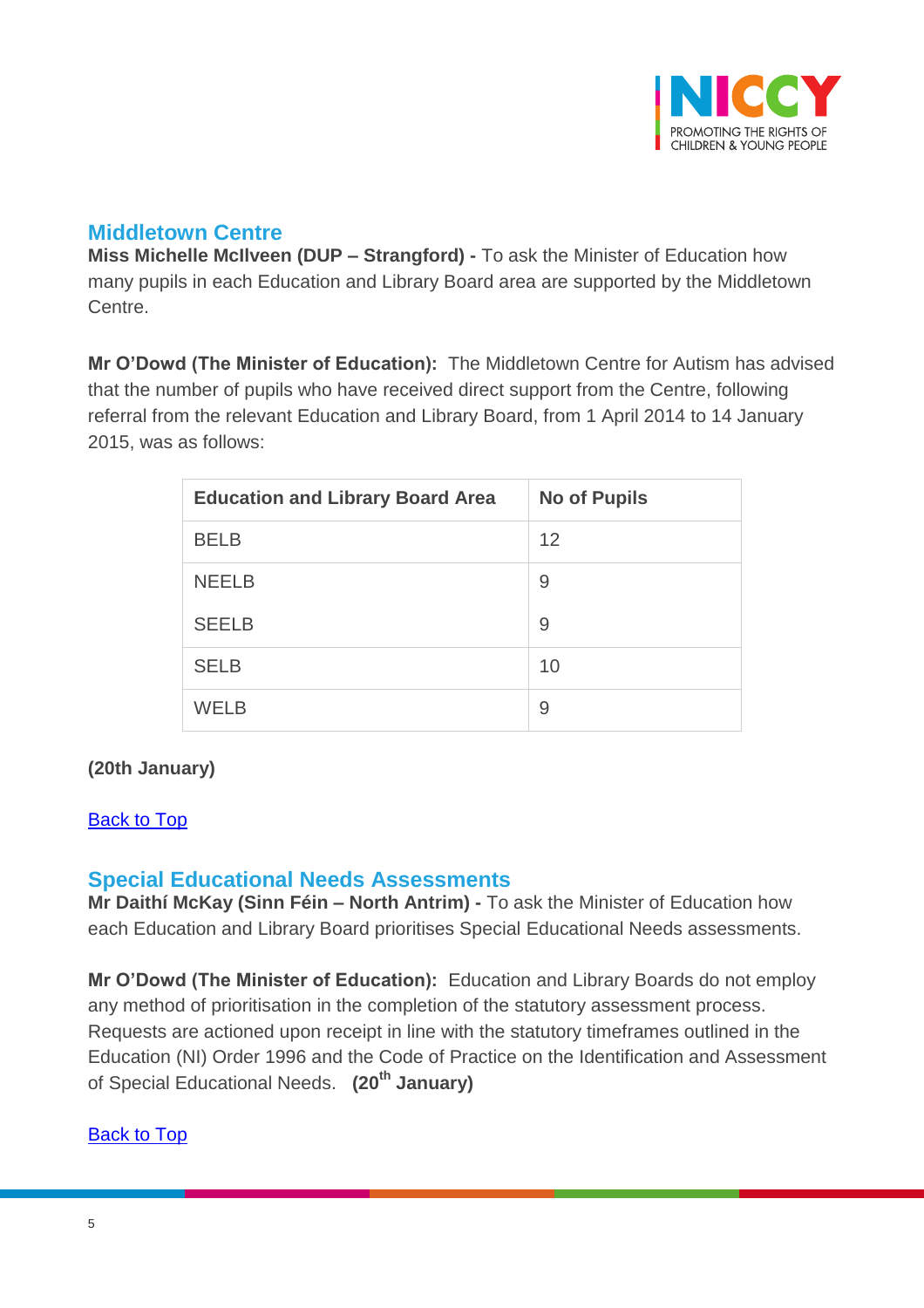## Middletown Centre

**Miss Michelle McIlveen (DUP – Strangford) -** To ask the Minister of Education how many pupils in each Education and Library Board area are supported by the Middletown Centre.

**Mr O'Dowd (The Minister of Education):** The Middletown Centre for Autism has advised that the number of pupils who have received direct support from the Centre, following referral from the relevant Education and Library Board, from 1 April 2014 to 14 January 2015, was as follows:

| Education and Library Board Area | No of Pupils |
|---|---|
| BELB | 12 |
| NEELB | 9 |
| SEELB | 9 |
| SELB | 10 |
| WELB | 9 |

**(20th January)**

Back to Top

## Special Educational Needs Assessments

**Mr Daithí McKay (Sinn Féin – North Antrim) -** To ask the Minister of Education how each Education and Library Board prioritises Special Educational Needs assessments.

**Mr O'Dowd (The Minister of Education):** Education and Library Boards do not employ any method of prioritisation in the completion of the statutory assessment process. Requests are actioned upon receipt in line with the statutory timeframes outlined in the Education (NI) Order 1996 and the Code of Practice on the Identification and Assessment of Special Educational Needs. **(20th January)**

Back to Top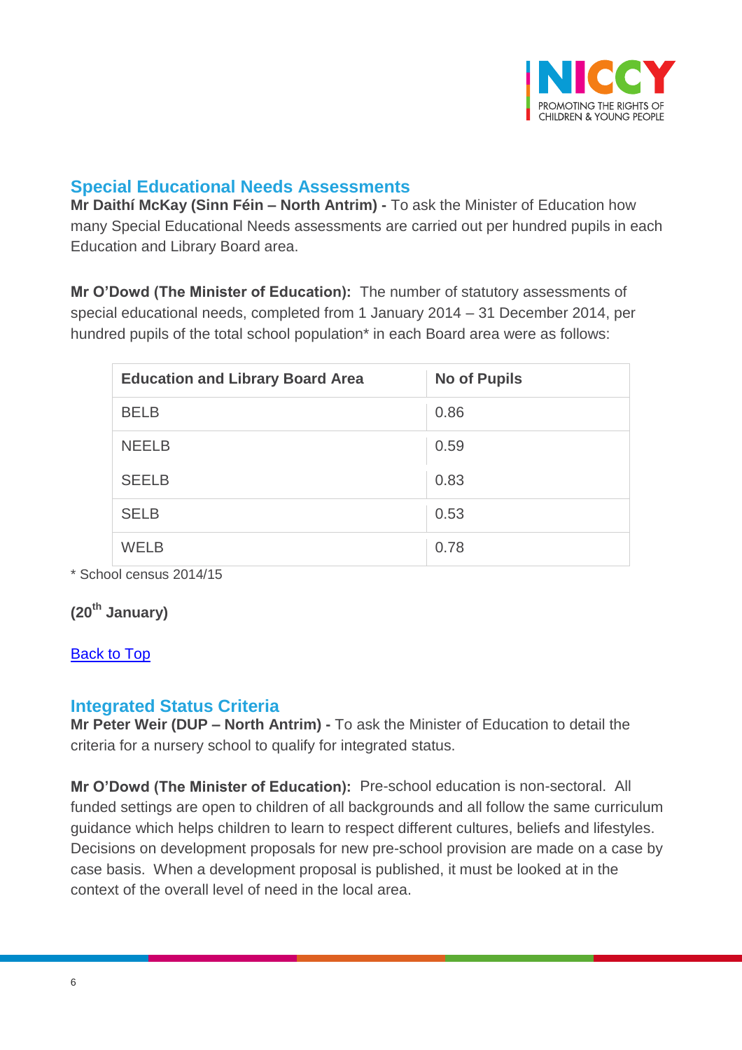## Special Educational Needs Assessments

**Mr Daithí McKay (Sinn Féin – North Antrim) -** To ask the Minister of Education how many Special Educational Needs assessments are carried out per hundred pupils in each Education and Library Board area.

**Mr O'Dowd (The Minister of Education):** The number of statutory assessments of special educational needs, completed from 1 January 2014 – 31 December 2014, per hundred pupils of the total school population* in each Board area were as follows:

| Education and Library Board Area | No of Pupils |
|---|---|
| BELB | 0.86 |
| NEELB | 0.59 |
| SEELB | 0.83 |
| SELB | 0.53 |
| WELB | 0.78 |

* School census 2014/15

**(20th January)**

Back to Top

## Integrated Status Criteria

**Mr Peter Weir (DUP – North Antrim) -** To ask the Minister of Education to detail the criteria for a nursery school to qualify for integrated status.

**Mr O'Dowd (The Minister of Education):** Pre-school education is non-sectoral. All funded settings are open to children of all backgrounds and all follow the same curriculum guidance which helps children to learn to respect different cultures, beliefs and lifestyles. Decisions on development proposals for new pre-school provision are made on a case by case basis. When a development proposal is published, it must be looked at in the context of the overall level of need in the local area.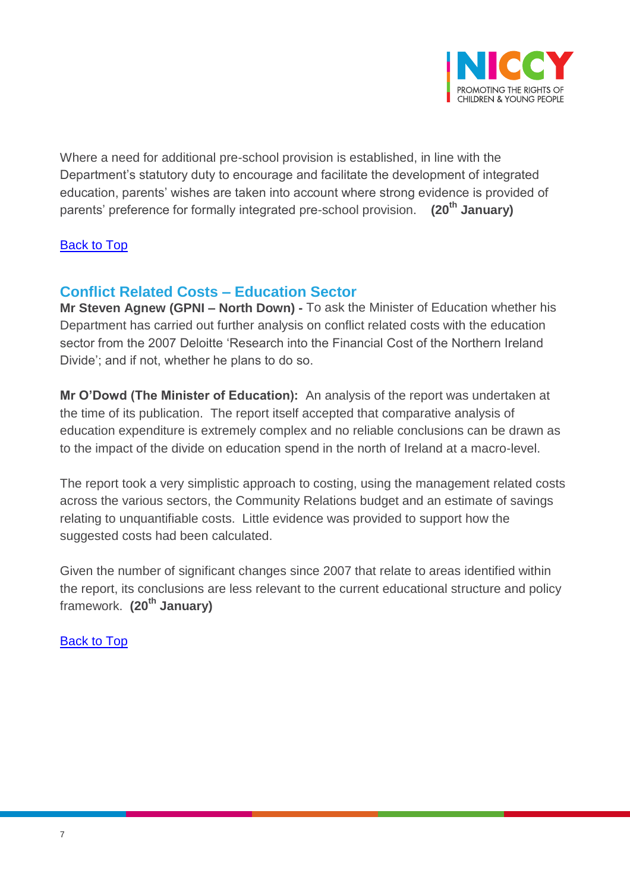Where a need for additional pre-school provision is established, in line with the Department's statutory duty to encourage and facilitate the development of integrated education, parents' wishes are taken into account where strong evidence is provided of parents' preference for formally integrated pre-school provision. **(20th January)**

[Back to Top]

## Conflict Related Costs – Education Sector

**Mr Steven Agnew (GPNI – North Down) -** To ask the Minister of Education whether his Department has carried out further analysis on conflict related costs with the education sector from the 2007 Deloitte 'Research into the Financial Cost of the Northern Ireland Divide'; and if not, whether he plans to do so.

**Mr O'Dowd (The Minister of Education):** An analysis of the report was undertaken at the time of its publication. The report itself accepted that comparative analysis of education expenditure is extremely complex and no reliable conclusions can be drawn as to the impact of the divide on education spend in the north of Ireland at a macro-level.

The report took a very simplistic approach to costing, using the management related costs across the various sectors, the Community Relations budget and an estimate of savings relating to unquantifiable costs. Little evidence was provided to support how the suggested costs had been calculated.

Given the number of significant changes since 2007 that relate to areas identified within the report, its conclusions are less relevant to the current educational structure and policy framework. **(20th January)**

[Back to Top]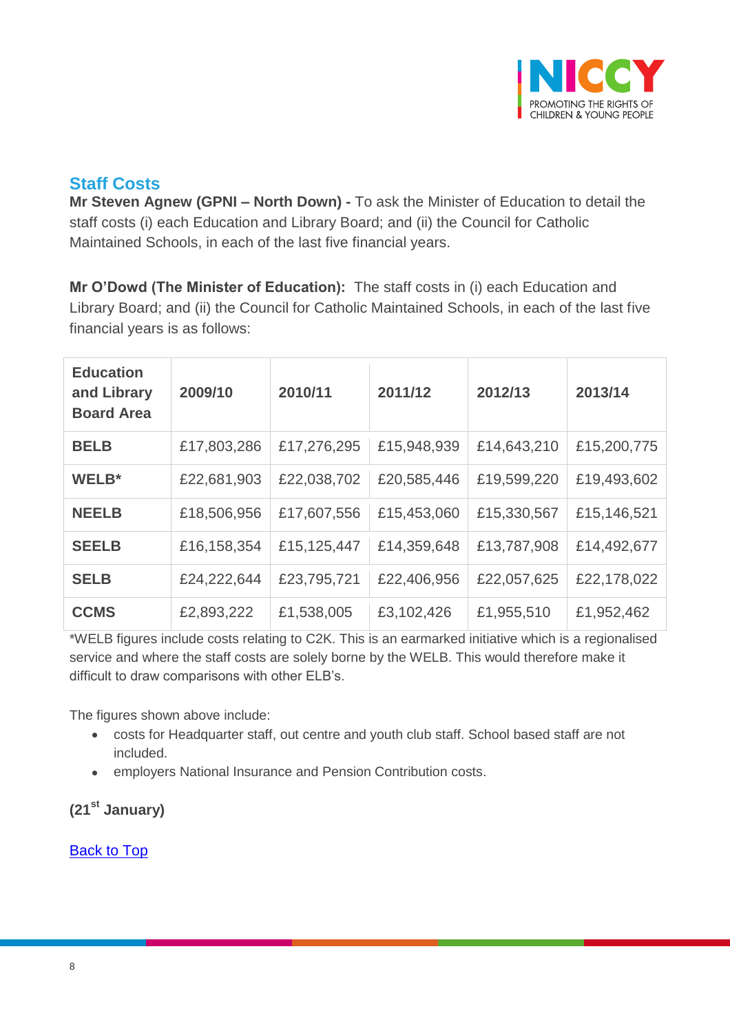## Staff Costs

**Mr Steven Agnew (GPNI – North Down) -** To ask the Minister of Education to detail the staff costs (i) each Education and Library Board; and (ii) the Council for Catholic Maintained Schools, in each of the last five financial years.

**Mr O'Dowd (The Minister of Education):** The staff costs in (i) each Education and Library Board; and (ii) the Council for Catholic Maintained Schools, in each of the last five financial years is as follows:

| Education and Library Board Area | 2009/10 | 2010/11 | 2011/12 | 2012/13 | 2013/14 |
|---|---|---|---|---|---|
| **BELB** | £17,803,286 | £17,276,295 | £15,948,939 | £14,643,210 | £15,200,775 |
| **WELB*** | £22,681,903 | £22,038,702 | £20,585,446 | £19,599,220 | £19,493,602 |
| **NEELB** | £18,506,956 | £17,607,556 | £15,453,060 | £15,330,567 | £15,146,521 |
| **SEELB** | £16,158,354 | £15,125,447 | £14,359,648 | £13,787,908 | £14,492,677 |
| **SELB** | £24,222,644 | £23,795,721 | £22,406,956 | £22,057,625 | £22,178,022 |
| **CCMS** | £2,893,222 | £1,538,005 | £3,102,426 | £1,955,510 | £1,952,462 |

*WELB figures include costs relating to C2K. This is an earmarked initiative which is a regionalised service and where the staff costs are solely borne by the WELB. This would therefore make it difficult to draw comparisons with other ELB's.

The figures shown above include:

- costs for Headquarter staff, out centre and youth club staff. School based staff are not included.
- employers National Insurance and Pension Contribution costs.

**(21st January)**

Back to Top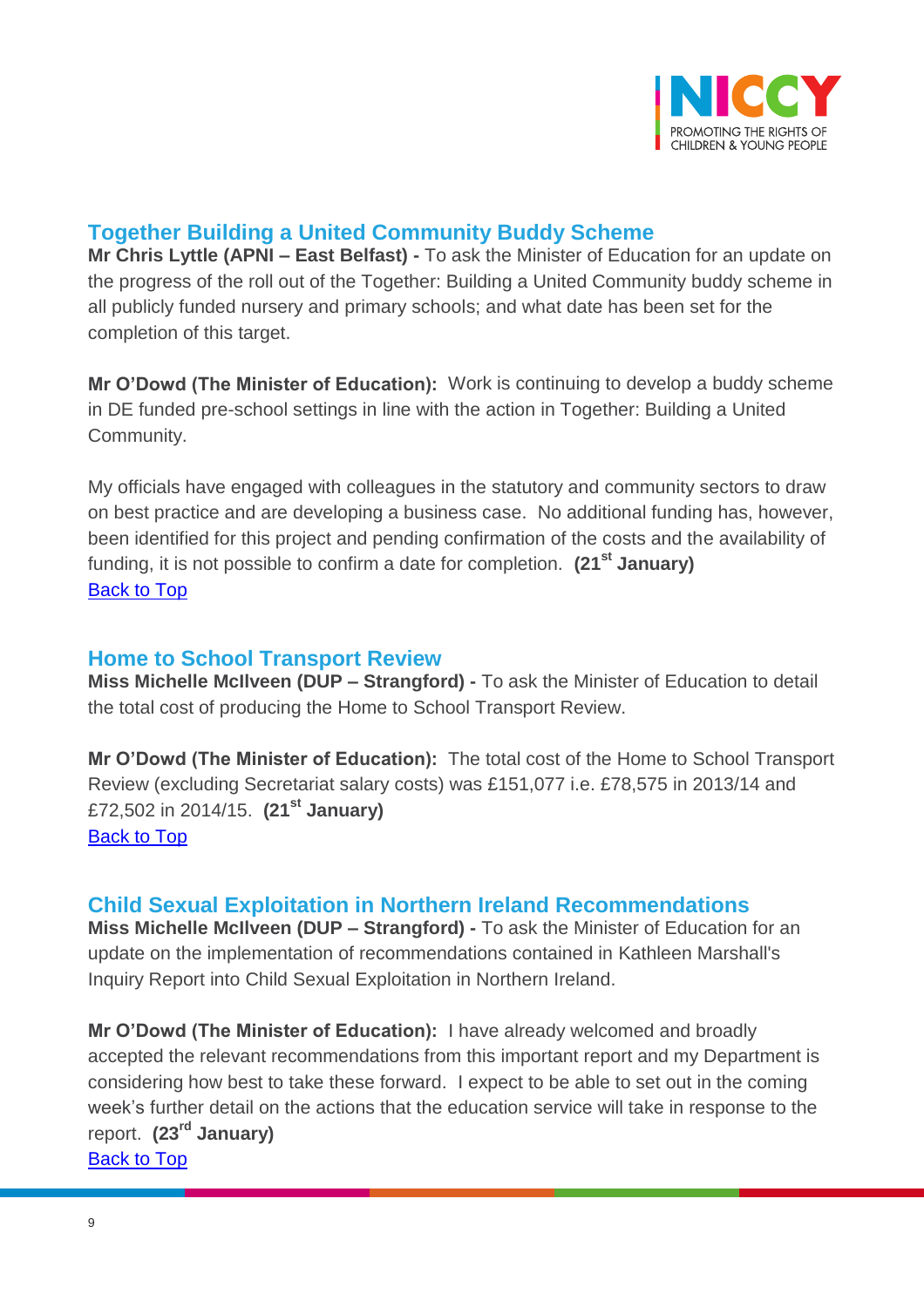## Together Building a United Community Buddy Scheme

**Mr Chris Lyttle (APNI – East Belfast) -** To ask the Minister of Education for an update on the progress of the roll out of the Together: Building a United Community buddy scheme in all publicly funded nursery and primary schools; and what date has been set for the completion of this target.

**Mr O'Dowd (The Minister of Education):** Work is continuing to develop a buddy scheme in DE funded pre-school settings in line with the action in Together: Building a United Community.

My officials have engaged with colleagues in the statutory and community sectors to draw on best practice and are developing a business case. No additional funding has, however, been identified for this project and pending confirmation of the costs and the availability of funding, it is not possible to confirm a date for completion. **(21st January)**

Back to Top

## Home to School Transport Review

**Miss Michelle McIlveen (DUP – Strangford) -** To ask the Minister of Education to detail the total cost of producing the Home to School Transport Review.

**Mr O'Dowd (The Minister of Education):** The total cost of the Home to School Transport Review (excluding Secretariat salary costs) was £151,077 i.e. £78,575 in 2013/14 and £72,502 in 2014/15. **(21st January)**

Back to Top

## Child Sexual Exploitation in Northern Ireland Recommendations

**Miss Michelle McIlveen (DUP – Strangford) -** To ask the Minister of Education for an update on the implementation of recommendations contained in Kathleen Marshall's Inquiry Report into Child Sexual Exploitation in Northern Ireland.

**Mr O'Dowd (The Minister of Education):** I have already welcomed and broadly accepted the relevant recommendations from this important report and my Department is considering how best to take these forward. I expect to be able to set out in the coming week's further detail on the actions that the education service will take in response to the report. **(23rd January)**

Back to Top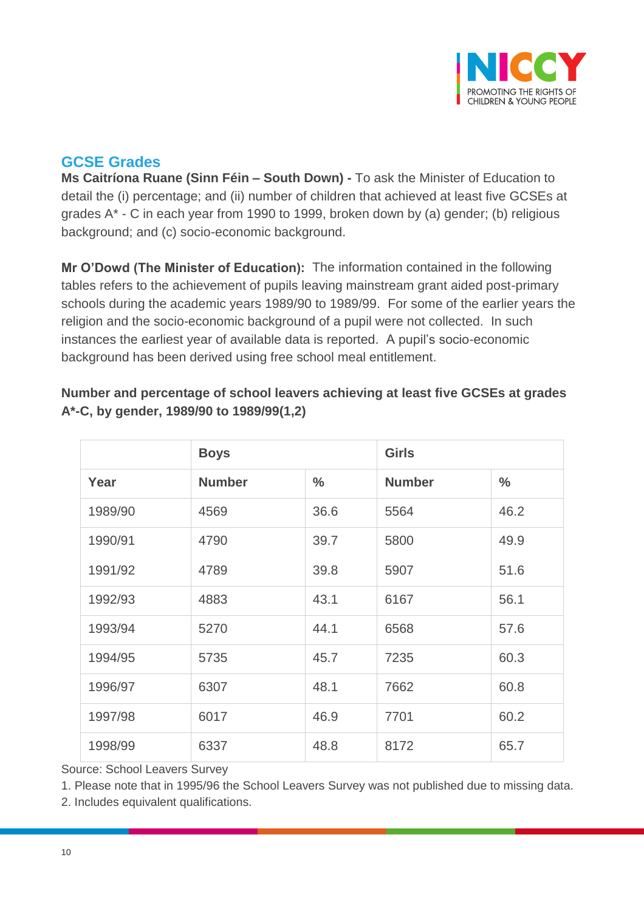## GCSE Grades

**Ms Caitríona Ruane (Sinn Féin – South Down) -** To ask the Minister of Education to detail the (i) percentage; and (ii) number of children that achieved at least five GCSEs at grades A* - C in each year from 1990 to 1999, broken down by (a) gender; (b) religious background; and (c) socio-economic background.

**Mr O'Dowd (The Minister of Education):** The information contained in the following tables refers to the achievement of pupils leaving mainstream grant aided post-primary schools during the academic years 1989/90 to 1989/99. For some of the earlier years the religion and the socio-economic background of a pupil were not collected. In such instances the earliest year of available data is reported. A pupil's socio-economic background has been derived using free school meal entitlement.

**Number and percentage of school leavers achieving at least five GCSEs at grades A*-C, by gender, 1989/90 to 1989/99(1,2)**

| | Boys | | Girls | |
|---|---|---|---|---|
| **Year** | **Number** | **%** | **Number** | **%** |
| 1989/90 | 4569 | 36.6 | 5564 | 46.2 |
| 1990/91 | 4790 | 39.7 | 5800 | 49.9 |
| 1991/92 | 4789 | 39.8 | 5907 | 51.6 |
| 1992/93 | 4883 | 43.1 | 6167 | 56.1 |
| 1993/94 | 5270 | 44.1 | 6568 | 57.6 |
| 1994/95 | 5735 | 45.7 | 7235 | 60.3 |
| 1996/97 | 6307 | 48.1 | 7662 | 60.8 |
| 1997/98 | 6017 | 46.9 | 7701 | 60.2 |
| 1998/99 | 6337 | 48.8 | 8172 | 65.7 |

Source: School Leavers Survey

1. Please note that in 1995/96 the School Leavers Survey was not published due to missing data.
2. Includes equivalent qualifications.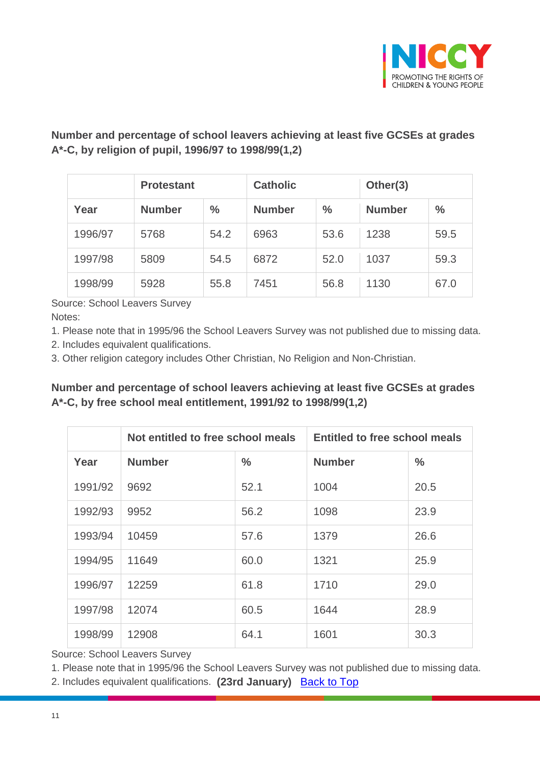**Number and percentage of school leavers achieving at least five GCSEs at grades A*-C, by religion of pupil, 1996/97 to 1998/99(1,2)**

| | Protestant | | Catholic | | Other(3) | |
|---|---|---|---|---|---|---|
| Year | Number | % | Number | % | Number | % |
| 1996/97 | 5768 | 54.2 | 6963 | 53.6 | 1238 | 59.5 |
| 1997/98 | 5809 | 54.5 | 6872 | 52.0 | 1037 | 59.3 |
| 1998/99 | 5928 | 55.8 | 7451 | 56.8 | 1130 | 67.0 |

Source: School Leavers Survey

Notes:

1. Please note that in 1995/96 the School Leavers Survey was not published due to missing data.
2. Includes equivalent qualifications.
3. Other religion category includes Other Christian, No Religion and Non-Christian.

**Number and percentage of school leavers achieving at least five GCSEs at grades A*-C, by free school meal entitlement, 1991/92 to 1998/99(1,2)**

| | Not entitled to free school meals | | Entitled to free school meals | |
|---|---|---|---|---|
| Year | Number | % | Number | % |
| 1991/92 | 9692 | 52.1 | 1004 | 20.5 |
| 1992/93 | 9952 | 56.2 | 1098 | 23.9 |
| 1993/94 | 10459 | 57.6 | 1379 | 26.6 |
| 1994/95 | 11649 | 60.0 | 1321 | 25.9 |
| 1996/97 | 12259 | 61.8 | 1710 | 29.0 |
| 1997/98 | 12074 | 60.5 | 1644 | 28.9 |
| 1998/99 | 12908 | 64.1 | 1601 | 30.3 |

Source: School Leavers Survey

1. Please note that in 1995/96 the School Leavers Survey was not published due to missing data.
2. Includes equivalent qualifications. **(23rd January)** Back to Top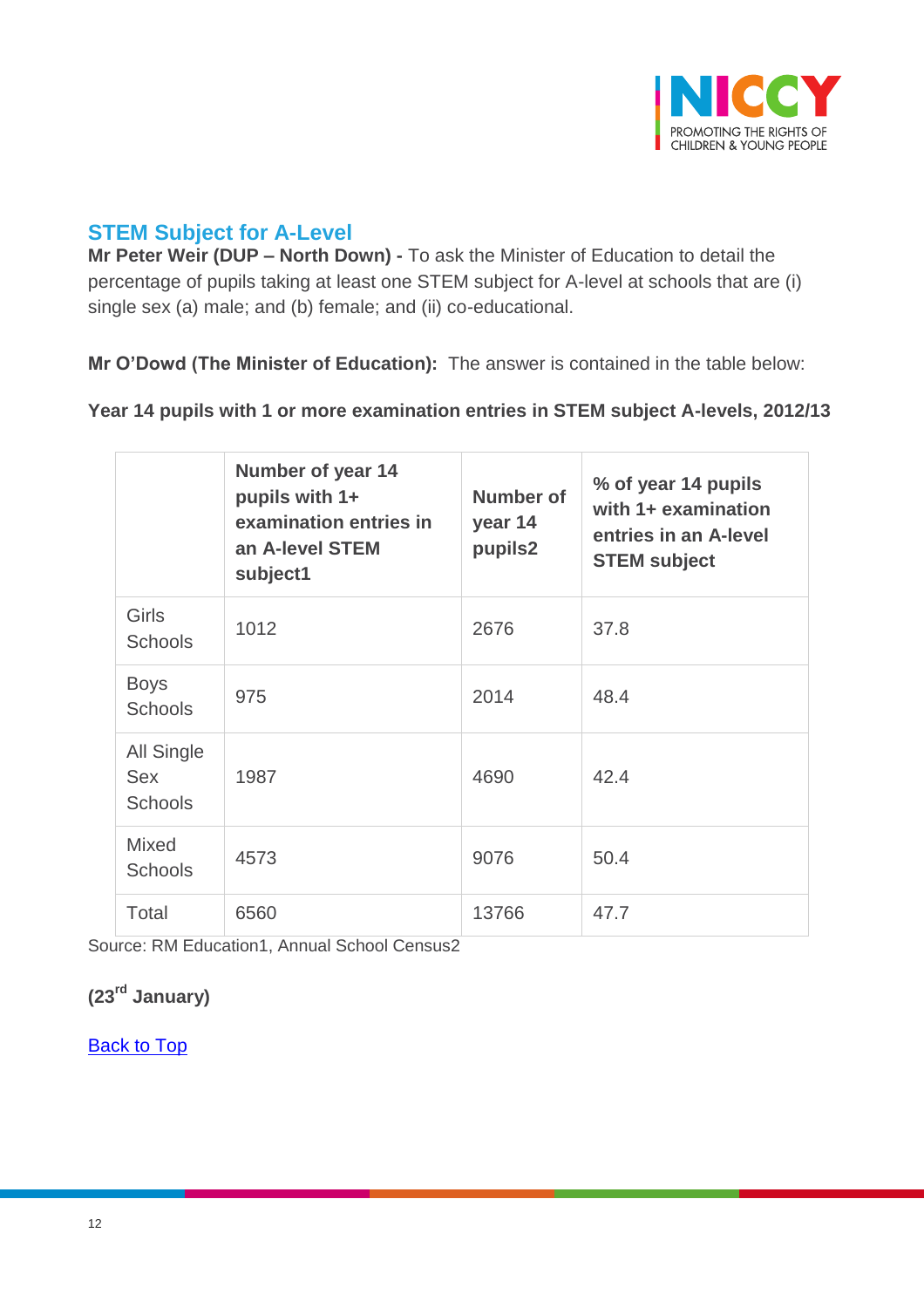## STEM Subject for A-Level

**Mr Peter Weir (DUP – North Down) -** To ask the Minister of Education to detail the percentage of pupils taking at least one STEM subject for A-level at schools that are (i) single sex (a) male; and (b) female; and (ii) co-educational.

**Mr O'Dowd (The Minister of Education):** The answer is contained in the table below:

**Year 14 pupils with 1 or more examination entries in STEM subject A-levels, 2012/13**

| | **Number of year 14 pupils with 1+ examination entries in an A-level STEM subject1** | **Number of year 14 pupils2** | **% of year 14 pupils with 1+ examination entries in an A-level STEM subject** |
|---|---|---|---|
| Girls Schools | 1012 | 2676 | 37.8 |
| Boys Schools | 975 | 2014 | 48.4 |
| All Single Sex Schools | 1987 | 4690 | 42.4 |
| Mixed Schools | 4573 | 9076 | 50.4 |
| Total | 6560 | 13766 | 47.7 |

Source: RM Education1, Annual School Census2

**(23rd January)**

Back to Top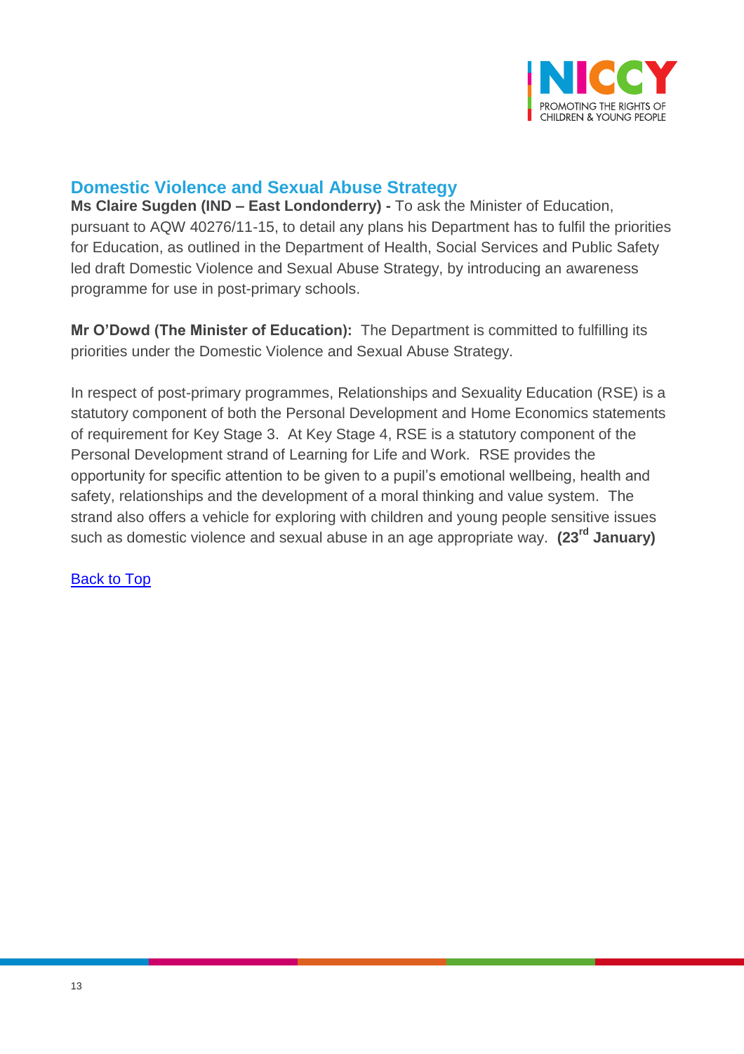## Domestic Violence and Sexual Abuse Strategy

**Ms Claire Sugden (IND – East Londonderry) -** To ask the Minister of Education, pursuant to AQW 40276/11-15, to detail any plans his Department has to fulfil the priorities for Education, as outlined in the Department of Health, Social Services and Public Safety led draft Domestic Violence and Sexual Abuse Strategy, by introducing an awareness programme for use in post-primary schools.

**Mr O'Dowd (The Minister of Education):** The Department is committed to fulfilling its priorities under the Domestic Violence and Sexual Abuse Strategy.

In respect of post-primary programmes, Relationships and Sexuality Education (RSE) is a statutory component of both the Personal Development and Home Economics statements of requirement for Key Stage 3. At Key Stage 4, RSE is a statutory component of the Personal Development strand of Learning for Life and Work. RSE provides the opportunity for specific attention to be given to a pupil's emotional wellbeing, health and safety, relationships and the development of a moral thinking and value system. The strand also offers a vehicle for exploring with children and young people sensitive issues such as domestic violence and sexual abuse in an age appropriate way. **(23rd January)**

Back to Top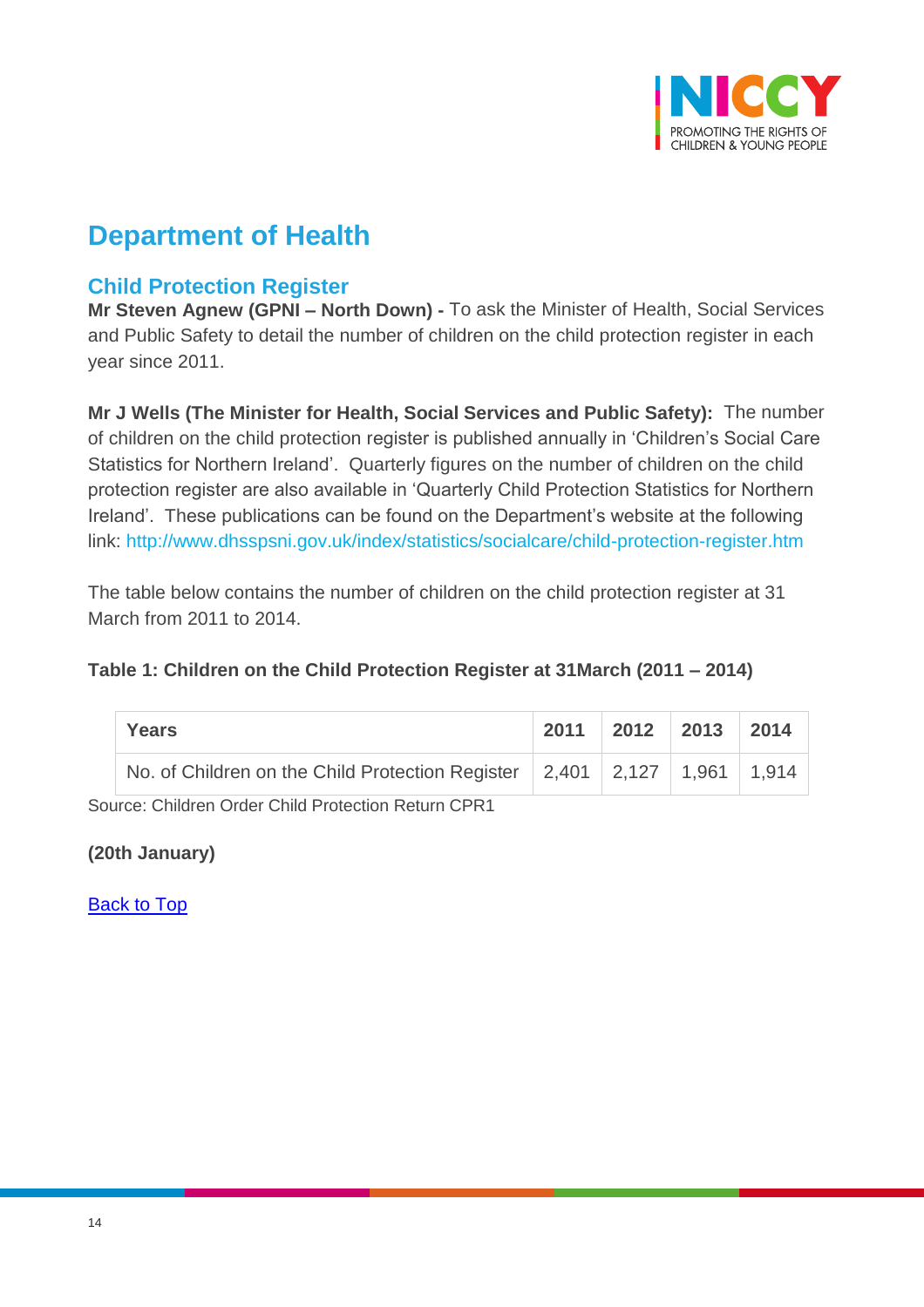# Department of Health

## Child Protection Register

**Mr Steven Agnew (GPNI – North Down) -** To ask the Minister of Health, Social Services and Public Safety to detail the number of children on the child protection register in each year since 2011.

**Mr J Wells (The Minister for Health, Social Services and Public Safety):** The number of children on the child protection register is published annually in 'Children's Social Care Statistics for Northern Ireland'. Quarterly figures on the number of children on the child protection register are also available in 'Quarterly Child Protection Statistics for Northern Ireland'. These publications can be found on the Department's website at the following link: http://www.dhsspsni.gov.uk/index/statistics/socialcare/child-protection-register.htm

The table below contains the number of children on the child protection register at 31 March from 2011 to 2014.

**Table 1: Children on the Child Protection Register at 31March (2011 – 2014)**

| Years | 2011 | 2012 | 2013 | 2014 |
|---|---|---|---|---|
| No. of Children on the Child Protection Register | 2,401 | 2,127 | 1,961 | 1,914 |

Source: Children Order Child Protection Return CPR1

**(20th January)**

Back to Top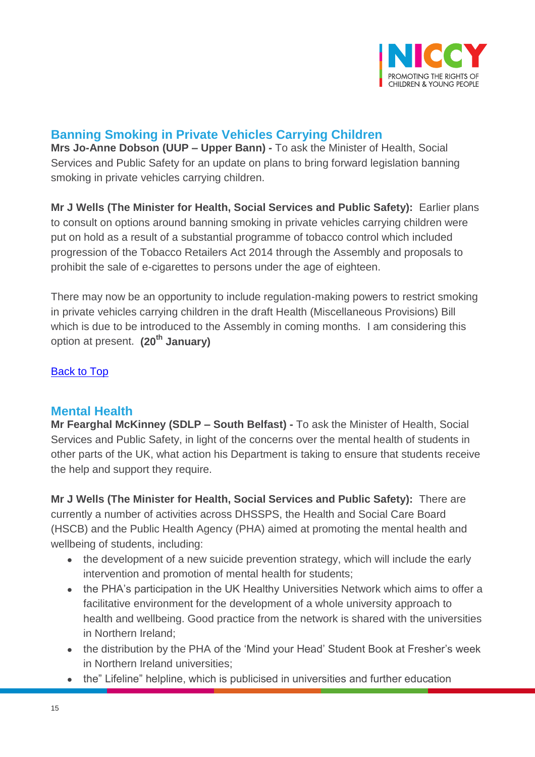## Banning Smoking in Private Vehicles Carrying Children

**Mrs Jo-Anne Dobson (UUP – Upper Bann) -** To ask the Minister of Health, Social Services and Public Safety for an update on plans to bring forward legislation banning smoking in private vehicles carrying children.

**Mr J Wells (The Minister for Health, Social Services and Public Safety):** Earlier plans to consult on options around banning smoking in private vehicles carrying children were put on hold as a result of a substantial programme of tobacco control which included progression of the Tobacco Retailers Act 2014 through the Assembly and proposals to prohibit the sale of e-cigarettes to persons under the age of eighteen.

There may now be an opportunity to include regulation-making powers to restrict smoking in private vehicles carrying children in the draft Health (Miscellaneous Provisions) Bill which is due to be introduced to the Assembly in coming months. I am considering this option at present. **(20th January)**

Back to Top

## Mental Health

**Mr Fearghal McKinney (SDLP – South Belfast) -** To ask the Minister of Health, Social Services and Public Safety, in light of the concerns over the mental health of students in other parts of the UK, what action his Department is taking to ensure that students receive the help and support they require.

**Mr J Wells (The Minister for Health, Social Services and Public Safety):** There are currently a number of activities across DHSSPS, the Health and Social Care Board (HSCB) and the Public Health Agency (PHA) aimed at promoting the mental health and wellbeing of students, including:

- the development of a new suicide prevention strategy, which will include the early intervention and promotion of mental health for students;
- the PHA's participation in the UK Healthy Universities Network which aims to offer a facilitative environment for the development of a whole university approach to health and wellbeing. Good practice from the network is shared with the universities in Northern Ireland;
- the distribution by the PHA of the 'Mind your Head' Student Book at Fresher's week in Northern Ireland universities;
- the" Lifeline" helpline, which is publicised in universities and further education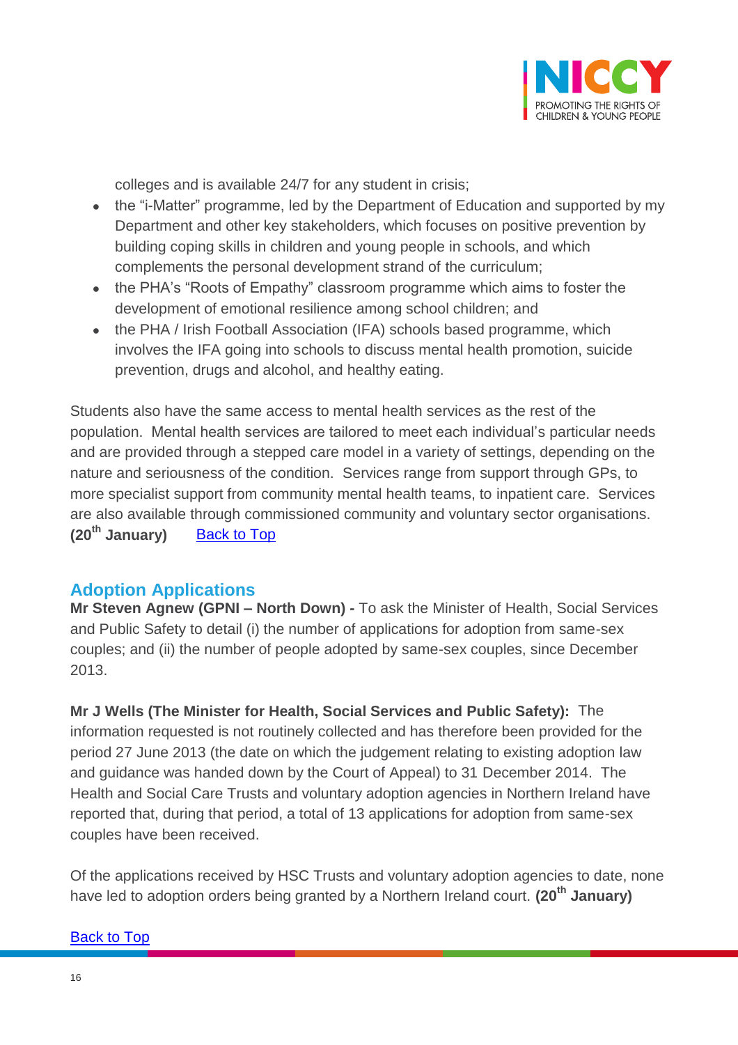colleges and is available 24/7 for any student in crisis;

- the “i-Matter” programme, led by the Department of Education and supported by my Department and other key stakeholders, which focuses on positive prevention by building coping skills in children and young people in schools, and which complements the personal development strand of the curriculum;
- the PHA’s “Roots of Empathy” classroom programme which aims to foster the development of emotional resilience among school children; and
- the PHA / Irish Football Association (IFA) schools based programme, which involves the IFA going into schools to discuss mental health promotion, suicide prevention, drugs and alcohol, and healthy eating.

Students also have the same access to mental health services as the rest of the population. Mental health services are tailored to meet each individual’s particular needs and are provided through a stepped care model in a variety of settings, depending on the nature and seriousness of the condition. Services range from support through GPs, to more specialist support from community mental health teams, to inpatient care. Services are also available through commissioned community and voluntary sector organisations. **(20th January)** Back to Top

## Adoption Applications

**Mr Steven Agnew (GPNI – North Down) -** To ask the Minister of Health, Social Services and Public Safety to detail (i) the number of applications for adoption from same-sex couples; and (ii) the number of people adopted by same-sex couples, since December 2013.

**Mr J Wells (The Minister for Health, Social Services and Public Safety):** The information requested is not routinely collected and has therefore been provided for the period 27 June 2013 (the date on which the judgement relating to existing adoption law and guidance was handed down by the Court of Appeal) to 31 December 2014. The Health and Social Care Trusts and voluntary adoption agencies in Northern Ireland have reported that, during that period, a total of 13 applications for adoption from same-sex couples have been received.

Of the applications received by HSC Trusts and voluntary adoption agencies to date, none have led to adoption orders being granted by a Northern Ireland court. **(20th January)**

Back to Top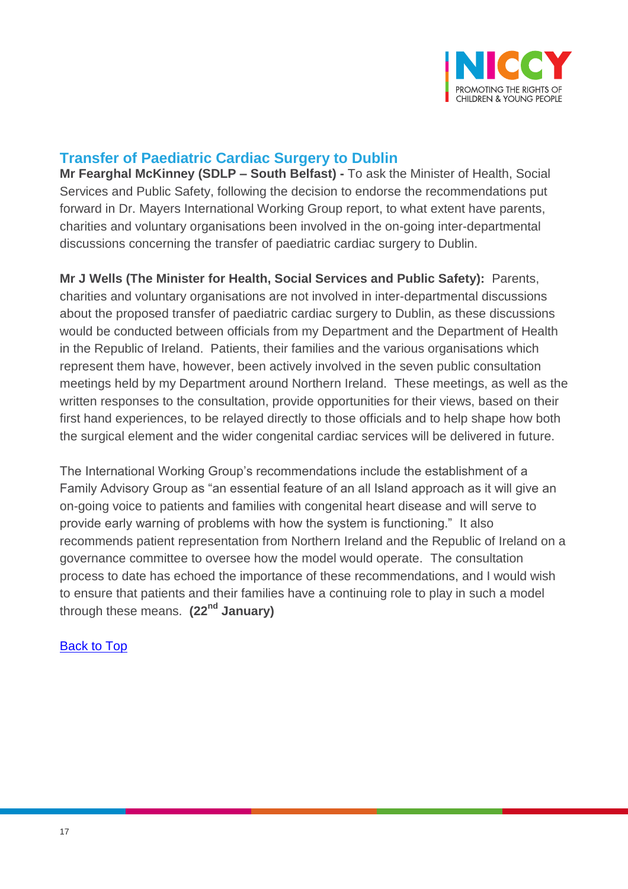## Transfer of Paediatric Cardiac Surgery to Dublin

**Mr Fearghal McKinney (SDLP – South Belfast) -** To ask the Minister of Health, Social Services and Public Safety, following the decision to endorse the recommendations put forward in Dr. Mayers International Working Group report, to what extent have parents, charities and voluntary organisations been involved in the on-going inter-departmental discussions concerning the transfer of paediatric cardiac surgery to Dublin.

**Mr J Wells (The Minister for Health, Social Services and Public Safety):** Parents, charities and voluntary organisations are not involved in inter-departmental discussions about the proposed transfer of paediatric cardiac surgery to Dublin, as these discussions would be conducted between officials from my Department and the Department of Health in the Republic of Ireland. Patients, their families and the various organisations which represent them have, however, been actively involved in the seven public consultation meetings held by my Department around Northern Ireland. These meetings, as well as the written responses to the consultation, provide opportunities for their views, based on their first hand experiences, to be relayed directly to those officials and to help shape how both the surgical element and the wider congenital cardiac services will be delivered in future.

The International Working Group's recommendations include the establishment of a Family Advisory Group as "an essential feature of an all Island approach as it will give an on-going voice to patients and families with congenital heart disease and will serve to provide early warning of problems with how the system is functioning." It also recommends patient representation from Northern Ireland and the Republic of Ireland on a governance committee to oversee how the model would operate. The consultation process to date has echoed the importance of these recommendations, and I would wish to ensure that patients and their families have a continuing role to play in such a model through these means. **(22nd January)**

Back to Top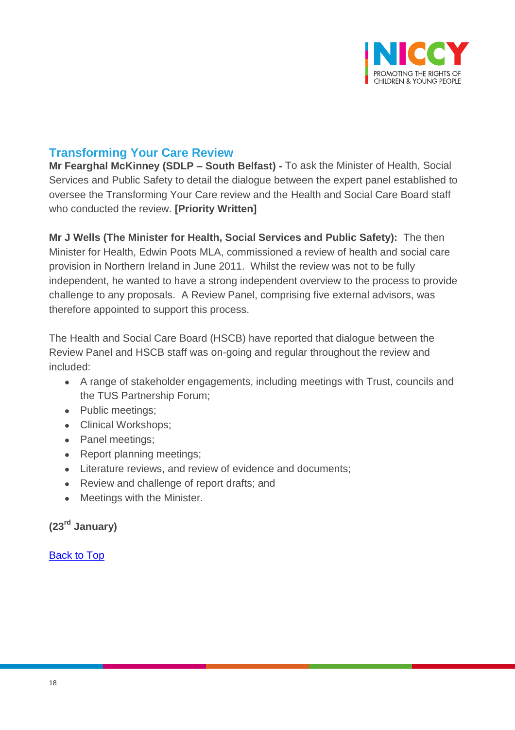## Transforming Your Care Review

**Mr Fearghal McKinney (SDLP – South Belfast) -** To ask the Minister of Health, Social Services and Public Safety to detail the dialogue between the expert panel established to oversee the Transforming Your Care review and the Health and Social Care Board staff who conducted the review. **[Priority Written]**

**Mr J Wells (The Minister for Health, Social Services and Public Safety):** The then Minister for Health, Edwin Poots MLA, commissioned a review of health and social care provision in Northern Ireland in June 2011. Whilst the review was not to be fully independent, he wanted to have a strong independent overview to the process to provide challenge to any proposals. A Review Panel, comprising five external advisors, was therefore appointed to support this process.

The Health and Social Care Board (HSCB) have reported that dialogue between the Review Panel and HSCB staff was on-going and regular throughout the review and included:

- A range of stakeholder engagements, including meetings with Trust, councils and the TUS Partnership Forum;
- Public meetings;
- Clinical Workshops;
- Panel meetings;
- Report planning meetings;
- Literature reviews, and review of evidence and documents;
- Review and challenge of report drafts; and
- Meetings with the Minister.

**(23rd January)**

Back to Top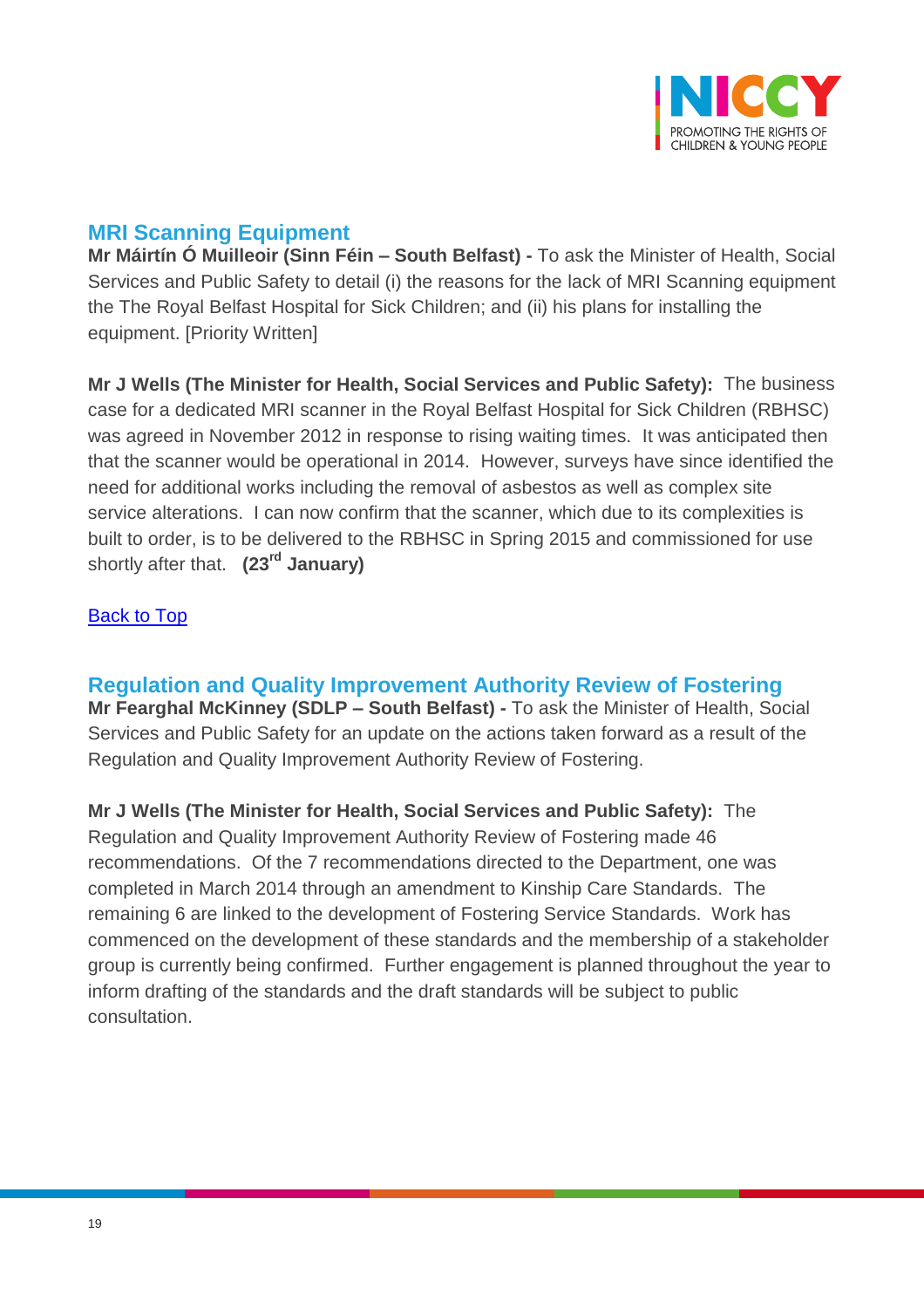## MRI Scanning Equipment

**Mr Máirtín Ó Muilleoir (Sinn Féin – South Belfast) -** To ask the Minister of Health, Social Services and Public Safety to detail (i) the reasons for the lack of MRI Scanning equipment the The Royal Belfast Hospital for Sick Children; and (ii) his plans for installing the equipment. [Priority Written]

**Mr J Wells (The Minister for Health, Social Services and Public Safety):** The business case for a dedicated MRI scanner in the Royal Belfast Hospital for Sick Children (RBHSC) was agreed in November 2012 in response to rising waiting times. It was anticipated then that the scanner would be operational in 2014. However, surveys have since identified the need for additional works including the removal of asbestos as well as complex site service alterations. I can now confirm that the scanner, which due to its complexities is built to order, is to be delivered to the RBHSC in Spring 2015 and commissioned for use shortly after that. **(23rd January)**

[Back to Top]

## Regulation and Quality Improvement Authority Review of Fostering

**Mr Fearghal McKinney (SDLP – South Belfast) -** To ask the Minister of Health, Social Services and Public Safety for an update on the actions taken forward as a result of the Regulation and Quality Improvement Authority Review of Fostering.

**Mr J Wells (The Minister for Health, Social Services and Public Safety):** The Regulation and Quality Improvement Authority Review of Fostering made 46 recommendations. Of the 7 recommendations directed to the Department, one was completed in March 2014 through an amendment to Kinship Care Standards. The remaining 6 are linked to the development of Fostering Service Standards. Work has commenced on the development of these standards and the membership of a stakeholder group is currently being confirmed. Further engagement is planned throughout the year to inform drafting of the standards and the draft standards will be subject to public consultation.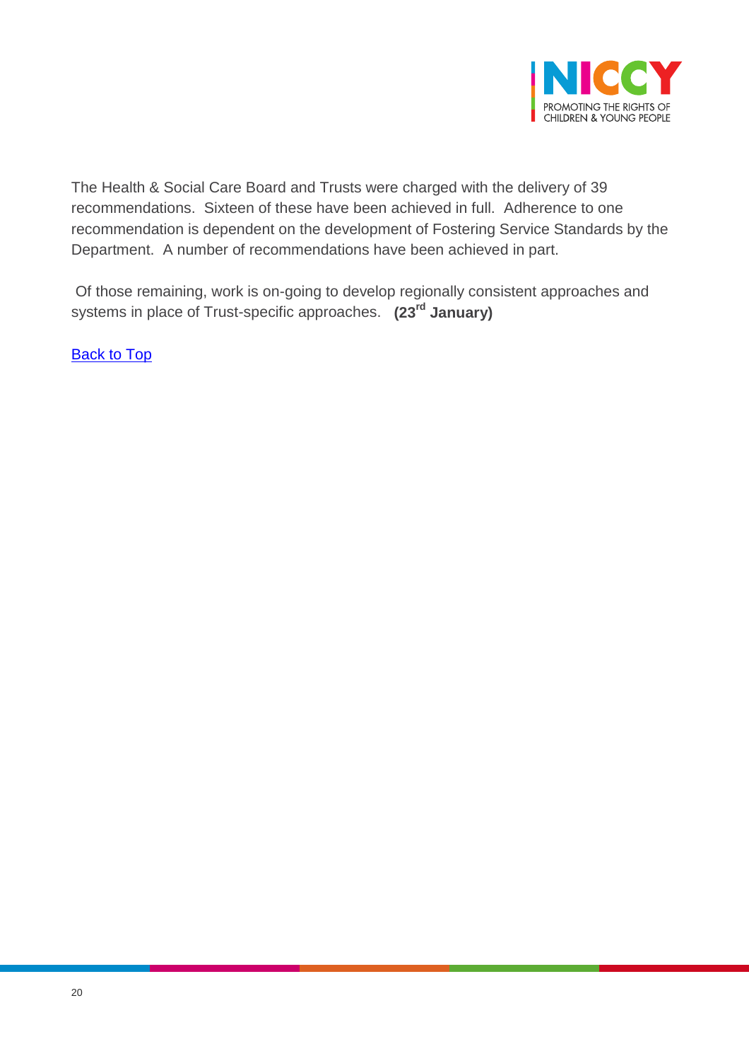The Health & Social Care Board and Trusts were charged with the delivery of 39 recommendations. Sixteen of these have been achieved in full. Adherence to one recommendation is dependent on the development of Fostering Service Standards by the Department. A number of recommendations have been achieved in part.

Of those remaining, work is on-going to develop regionally consistent approaches and systems in place of Trust-specific approaches. **(23rd January)**

Back to Top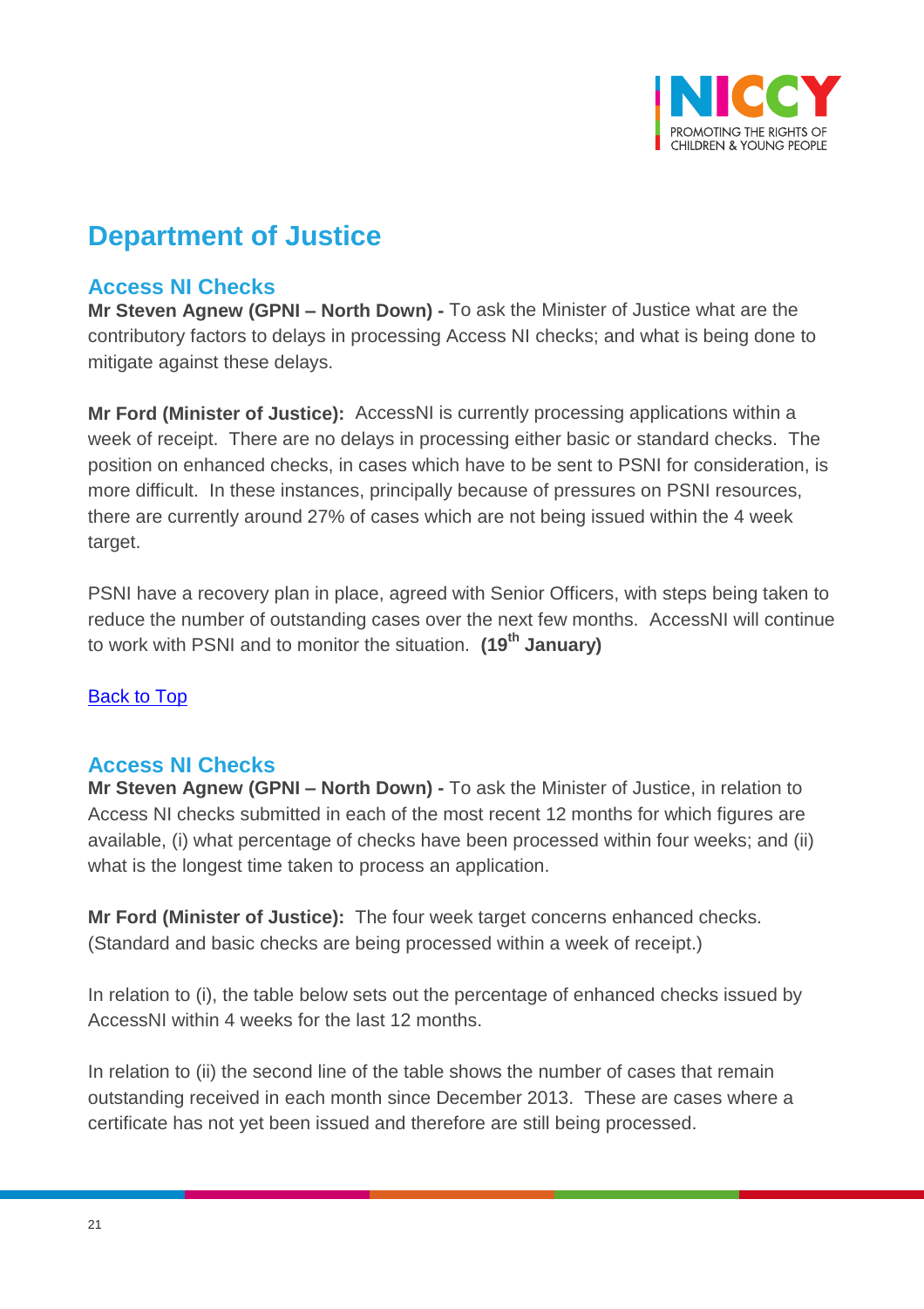# Department of Justice

## Access NI Checks

**Mr Steven Agnew (GPNI – North Down) -** To ask the Minister of Justice what are the contributory factors to delays in processing Access NI checks; and what is being done to mitigate against these delays.

**Mr Ford (Minister of Justice):** AccessNI is currently processing applications within a week of receipt. There are no delays in processing either basic or standard checks. The position on enhanced checks, in cases which have to be sent to PSNI for consideration, is more difficult. In these instances, principally because of pressures on PSNI resources, there are currently around 27% of cases which are not being issued within the 4 week target.

PSNI have a recovery plan in place, agreed with Senior Officers, with steps being taken to reduce the number of outstanding cases over the next few months. AccessNI will continue to work with PSNI and to monitor the situation. **(19th January)**

[Back to Top]

## Access NI Checks

**Mr Steven Agnew (GPNI – North Down) -** To ask the Minister of Justice, in relation to Access NI checks submitted in each of the most recent 12 months for which figures are available, (i) what percentage of checks have been processed within four weeks; and (ii) what is the longest time taken to process an application.

**Mr Ford (Minister of Justice):** The four week target concerns enhanced checks. (Standard and basic checks are being processed within a week of receipt.)

In relation to (i), the table below sets out the percentage of enhanced checks issued by AccessNI within 4 weeks for the last 12 months.

In relation to (ii) the second line of the table shows the number of cases that remain outstanding received in each month since December 2013. These are cases where a certificate has not yet been issued and therefore are still being processed.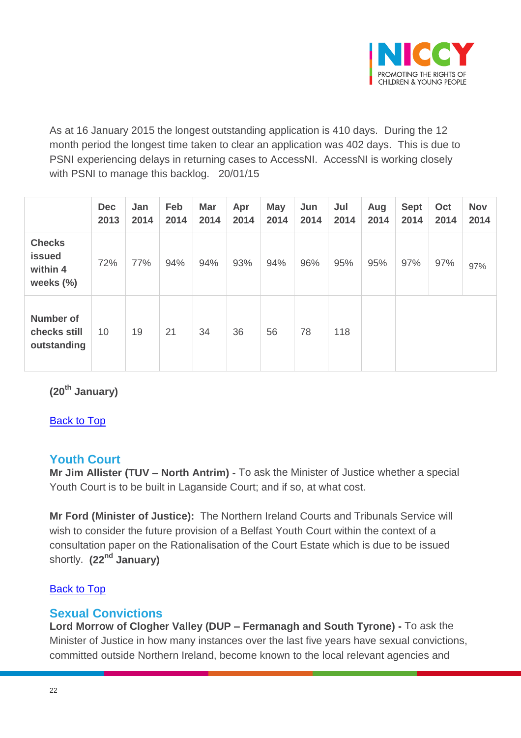As at 16 January 2015 the longest outstanding application is 410 days. During the 12 month period the longest time taken to clear an application was 402 days. This is due to PSNI experiencing delays in returning cases to AccessNI. AccessNI is working closely with PSNI to manage this backlog. 20/01/15

| | Dec 2013 | Jan 2014 | Feb 2014 | Mar 2014 | Apr 2014 | May 2014 | Jun 2014 | Jul 2014 | Aug 2014 | Sept 2014 | Oct 2014 | Nov 2014 |
|---|---|---|---|---|---|---|---|---|---|---|---|---|
| **Checks issued within 4 weeks (%)** | 72% | 77% | 94% | 94% | 93% | 94% | 96% | 95% | 95% | 97% | 97% | 97% |
| **Number of checks still outstanding** | 10 | 19 | 21 | 34 | 36 | 56 | 78 | 118 | | | | |

**(20th January)**

Back to Top

## Youth Court

**Mr Jim Allister (TUV – North Antrim) -** To ask the Minister of Justice whether a special Youth Court is to be built in Laganside Court; and if so, at what cost.

**Mr Ford (Minister of Justice):** The Northern Ireland Courts and Tribunals Service will wish to consider the future provision of a Belfast Youth Court within the context of a consultation paper on the Rationalisation of the Court Estate which is due to be issued shortly. **(22nd January)**

Back to Top

## Sexual Convictions

**Lord Morrow of Clogher Valley (DUP – Fermanagh and South Tyrone) -** To ask the Minister of Justice in how many instances over the last five years have sexual convictions, committed outside Northern Ireland, become known to the local relevant agencies and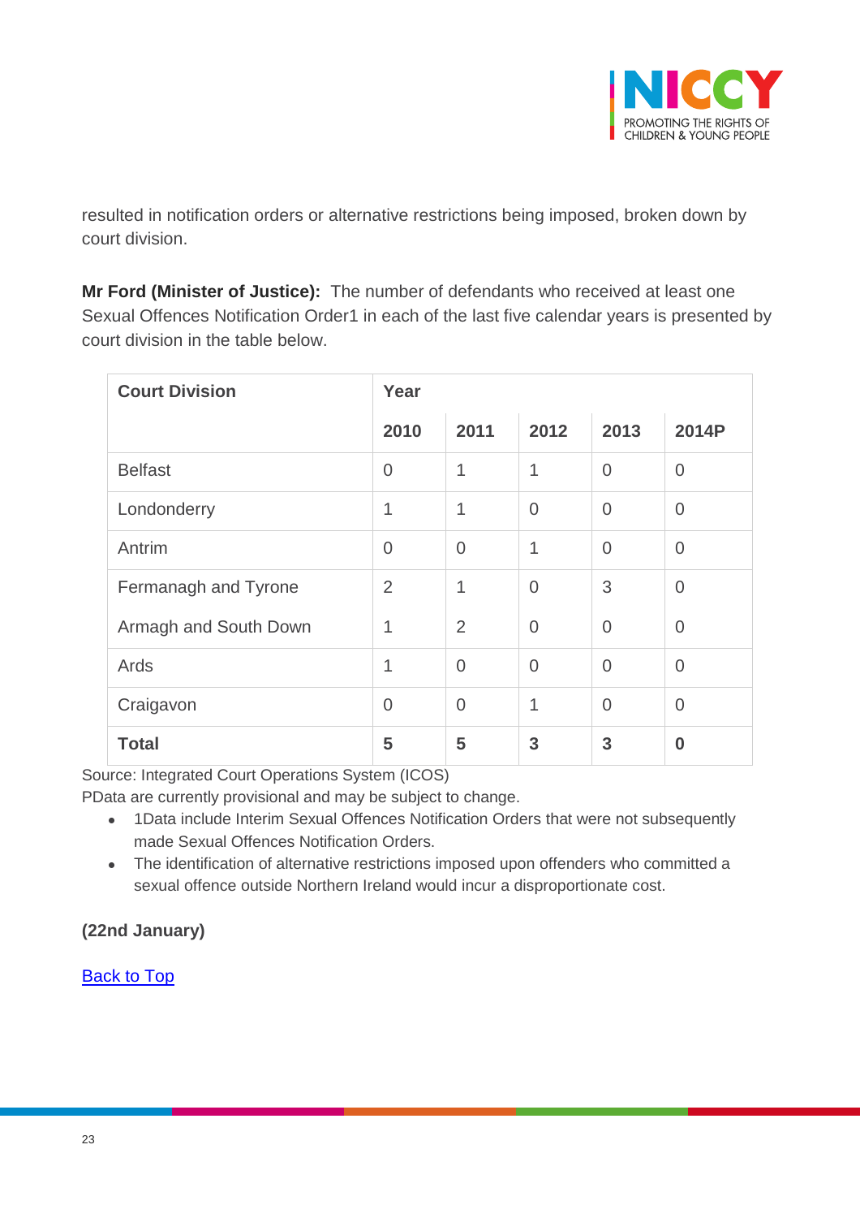resulted in notification orders or alternative restrictions being imposed, broken down by court division.

**Mr Ford (Minister of Justice):** The number of defendants who received at least one Sexual Offences Notification Order1 in each of the last five calendar years is presented by court division in the table below.

| Court Division | Year | | | | |
|---|---|---|---|---|---|
| | 2010 | 2011 | 2012 | 2013 | 2014P |
| Belfast | 0 | 1 | 1 | 0 | 0 |
| Londonderry | 1 | 1 | 0 | 0 | 0 |
| Antrim | 0 | 0 | 1 | 0 | 0 |
| Fermanagh and Tyrone | 2 | 1 | 0 | 3 | 0 |
| Armagh and South Down | 1 | 2 | 0 | 0 | 0 |
| Ards | 1 | 0 | 0 | 0 | 0 |
| Craigavon | 0 | 0 | 1 | 0 | 0 |
| **Total** | **5** | **5** | **3** | **3** | **0** |

Source: Integrated Court Operations System (ICOS)
PData are currently provisional and may be subject to change.

- 1Data include Interim Sexual Offences Notification Orders that were not subsequently made Sexual Offences Notification Orders.
- The identification of alternative restrictions imposed upon offenders who committed a sexual offence outside Northern Ireland would incur a disproportionate cost.

**(22nd January)**

Back to Top